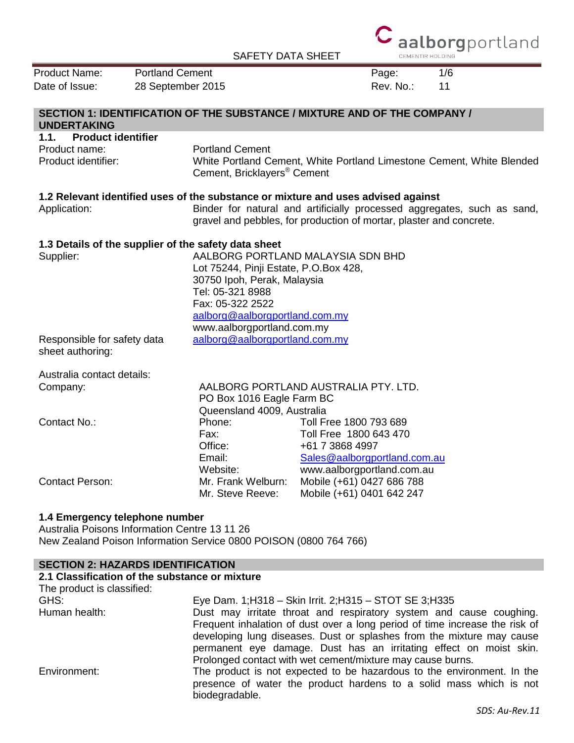SAFETY DATA SHEET

| Product Name: | Portland Cement | Page: | 1/6 |
|---|---|---|---|
| Date of Issue: | 28 September 2015 | Rev. No.: | 11 |

## SECTION 1: IDENTIFICATION OF THE SUBSTANCE / MIXTURE AND OF THE COMPANY / UNDERTAKING

### 1.1. Product identifier

Product name: Portland Cement

Product identifier: White Portland Cement, White Portland Limestone Cement, White Blended Cement, Bricklayers® Cement

### 1.2 Relevant identified uses of the substance or mixture and uses advised against

Application: Binder for natural and artificially processed aggregates, such as sand, gravel and pebbles, for production of mortar, plaster and concrete.

### 1.3 Details of the supplier of the safety data sheet

Supplier:
AALBORG PORTLAND MALAYSIA SDN BHD
Lot 75244, Pinji Estate, P.O.Box 428,
30750 Ipoh, Perak, Malaysia
Tel: 05-321 8988
Fax: 05-322 2522
aalborg@aalborgportland.com.my
www.aalborgportland.com.my

Responsible for safety data sheet authoring: aalborg@aalborgportland.com.my

Australia contact details:

Company:
AALBORG PORTLAND AUSTRALIA PTY. LTD.
PO Box 1016 Eagle Farm BC
Queensland 4009, Australia

| Contact No.: | Phone: | Toll Free 1800 793 689 |
|---|---|---|
| | Fax: | Toll Free 1800 643 470 |
| | Office: | +61 7 3868 4997 |
| | Email: | Sales@aalborgportland.com.au |
| | Website: | www.aalborgportland.com.au |
| Contact Person: | Mr. Frank Welburn: | Mobile (+61) 0427 686 788 |
| | Mr. Steve Reeve: | Mobile (+61) 0401 642 247 |

### 1.4 Emergency telephone number

Australia Poisons Information Centre 13 11 26
New Zealand Poison Information Service 0800 POISON (0800 764 766)

## SECTION 2: HAZARDS IDENTIFICATION

### 2.1 Classification of the substance or mixture

The product is classified:

GHS: Eye Dam. 1;H318 – Skin Irrit. 2;H315 – STOT SE 3;H335

Human health: Dust may irritate throat and respiratory system and cause coughing. Frequent inhalation of dust over a long period of time increase the risk of developing lung diseases. Dust or splashes from the mixture may cause permanent eye damage. Dust has an irritating effect on moist skin. Prolonged contact with wet cement/mixture may cause burns.

Environment: The product is not expected to be hazardous to the environment. In the presence of water the product hardens to a solid mass which is not biodegradable.

*SDS: Au-Rev.11*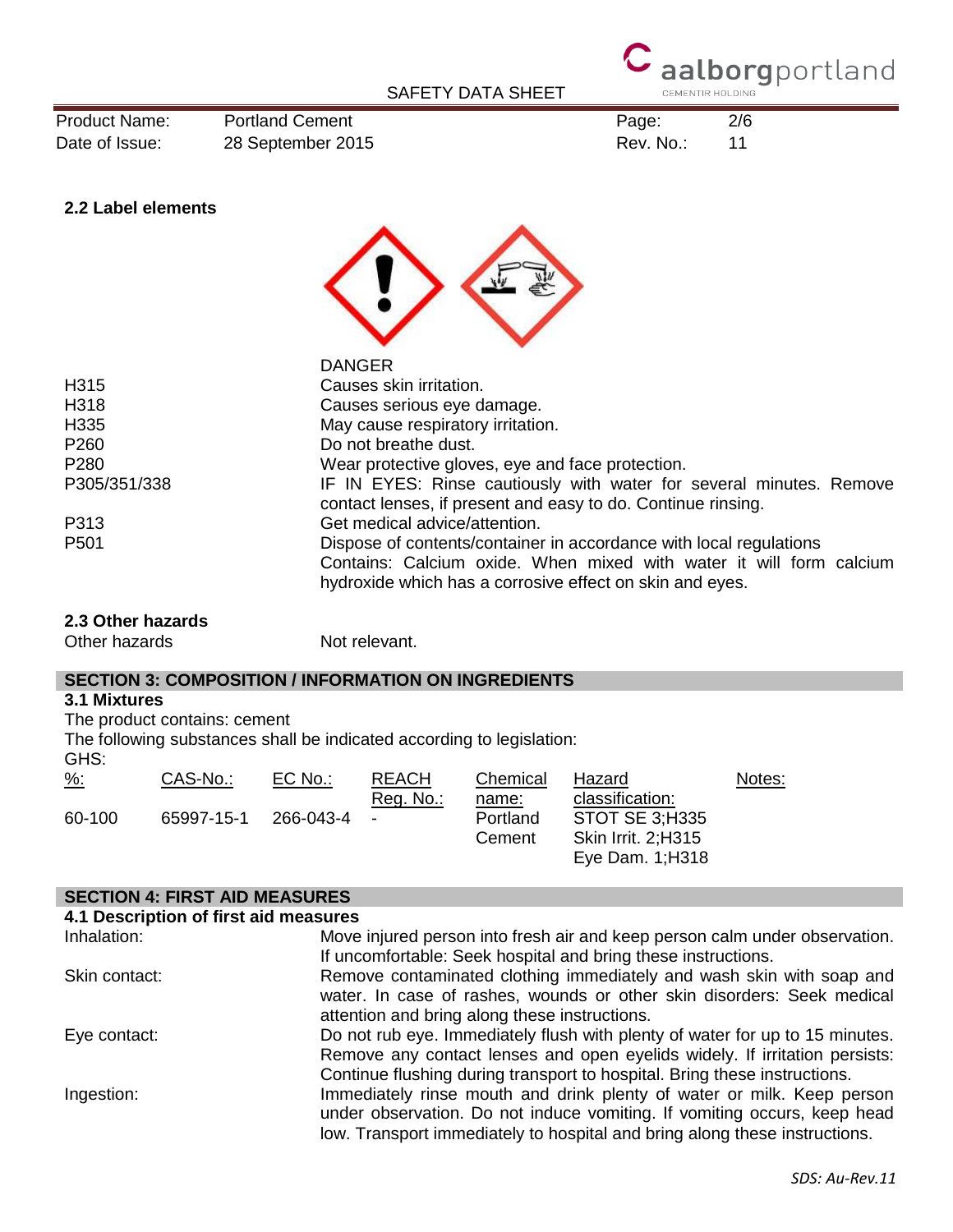### 2.2 Label elements

| | |
|---|---|
| | DANGER |
| H315 | Causes skin irritation. |
| H318 | Causes serious eye damage. |
| H335 | May cause respiratory irritation. |
| P260 | Do not breathe dust. |
| P280 | Wear protective gloves, eye and face protection. |
| P305/351/338 | IF IN EYES: Rinse cautiously with water for several minutes. Remove contact lenses, if present and easy to do. Continue rinsing. |
| P313 | Get medical advice/attention. |
| P501 | Dispose of contents/container in accordance with local regulations |
| | Contains: Calcium oxide. When mixed with water it will form calcium hydroxide which has a corrosive effect on skin and eyes. |

### 2.3 Other hazards

Other hazards — Not relevant.

## SECTION 3: COMPOSITION / INFORMATION ON INGREDIENTS

### 3.1 Mixtures

The product contains: cement

The following substances shall be indicated according to legislation:

GHS:

| %: | CAS-No.: | EC No.: | REACH Reg. No.: | Chemical name: | Hazard classification: | Notes: |
|---|---|---|---|---|---|---|
| 60-100 | 65997-15-1 | 266-043-4 | - | Portland Cement | STOT SE 3;H335<br>Skin Irrit. 2;H315<br>Eye Dam. 1;H318 | |

## SECTION 4: FIRST AID MEASURES

### 4.1 Description of first aid measures

| | |
|---|---|
| Inhalation: | Move injured person into fresh air and keep person calm under observation. If uncomfortable: Seek hospital and bring these instructions. |
| Skin contact: | Remove contaminated clothing immediately and wash skin with soap and water. In case of rashes, wounds or other skin disorders: Seek medical attention and bring along these instructions. |
| Eye contact: | Do not rub eye. Immediately flush with plenty of water for up to 15 minutes. Remove any contact lenses and open eyelids widely. If irritation persists: Continue flushing during transport to hospital. Bring these instructions. |
| Ingestion: | Immediately rinse mouth and drink plenty of water or milk. Keep person under observation. Do not induce vomiting. If vomiting occurs, keep head low. Transport immediately to hospital and bring along these instructions. |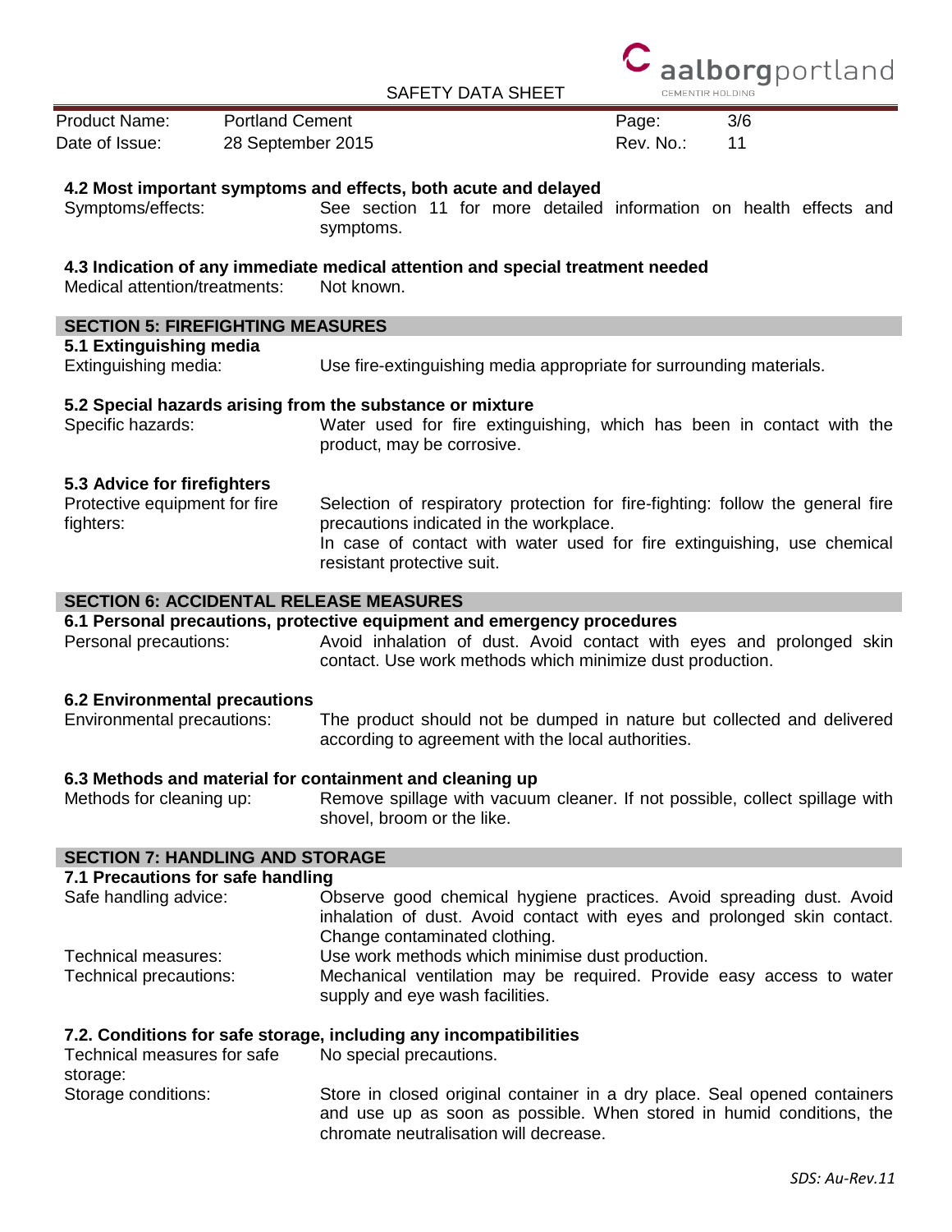### 4.2 Most important symptoms and effects, both acute and delayed

| | |
|---|---|
| Symptoms/effects: | See section 11 for more detailed information on health effects and symptoms. |

### 4.3 Indication of any immediate medical attention and special treatment needed

| | |
|---|---|
| Medical attention/treatments: | Not known. |

## SECTION 5: FIREFIGHTING MEASURES

### 5.1 Extinguishing media

| | |
|---|---|
| Extinguishing media: | Use fire-extinguishing media appropriate for surrounding materials. |

### 5.2 Special hazards arising from the substance or mixture

| | |
|---|---|
| Specific hazards: | Water used for fire extinguishing, which has been in contact with the product, may be corrosive. |

### 5.3 Advice for firefighters

| | |
|---|---|
| Protective equipment for fire fighters: | Selection of respiratory protection for fire-fighting: follow the general fire precautions indicated in the workplace. In case of contact with water used for fire extinguishing, use chemical resistant protective suit. |

## SECTION 6: ACCIDENTAL RELEASE MEASURES

### 6.1 Personal precautions, protective equipment and emergency procedures

| | |
|---|---|
| Personal precautions: | Avoid inhalation of dust. Avoid contact with eyes and prolonged skin contact. Use work methods which minimize dust production. |

### 6.2 Environmental precautions

| | |
|---|---|
| Environmental precautions: | The product should not be dumped in nature but collected and delivered according to agreement with the local authorities. |

### 6.3 Methods and material for containment and cleaning up

| | |
|---|---|
| Methods for cleaning up: | Remove spillage with vacuum cleaner. If not possible, collect spillage with shovel, broom or the like. |

## SECTION 7: HANDLING AND STORAGE

### 7.1 Precautions for safe handling

| | |
|---|---|
| Safe handling advice: | Observe good chemical hygiene practices. Avoid spreading dust. Avoid inhalation of dust. Avoid contact with eyes and prolonged skin contact. Change contaminated clothing. |
| Technical measures: | Use work methods which minimise dust production. |
| Technical precautions: | Mechanical ventilation may be required. Provide easy access to water supply and eye wash facilities. |

### 7.2. Conditions for safe storage, including any incompatibilities

| | |
|---|---|
| Technical measures for safe storage: | No special precautions. |
| Storage conditions: | Store in closed original container in a dry place. Seal opened containers and use up as soon as possible. When stored in humid conditions, the chromate neutralisation will decrease. |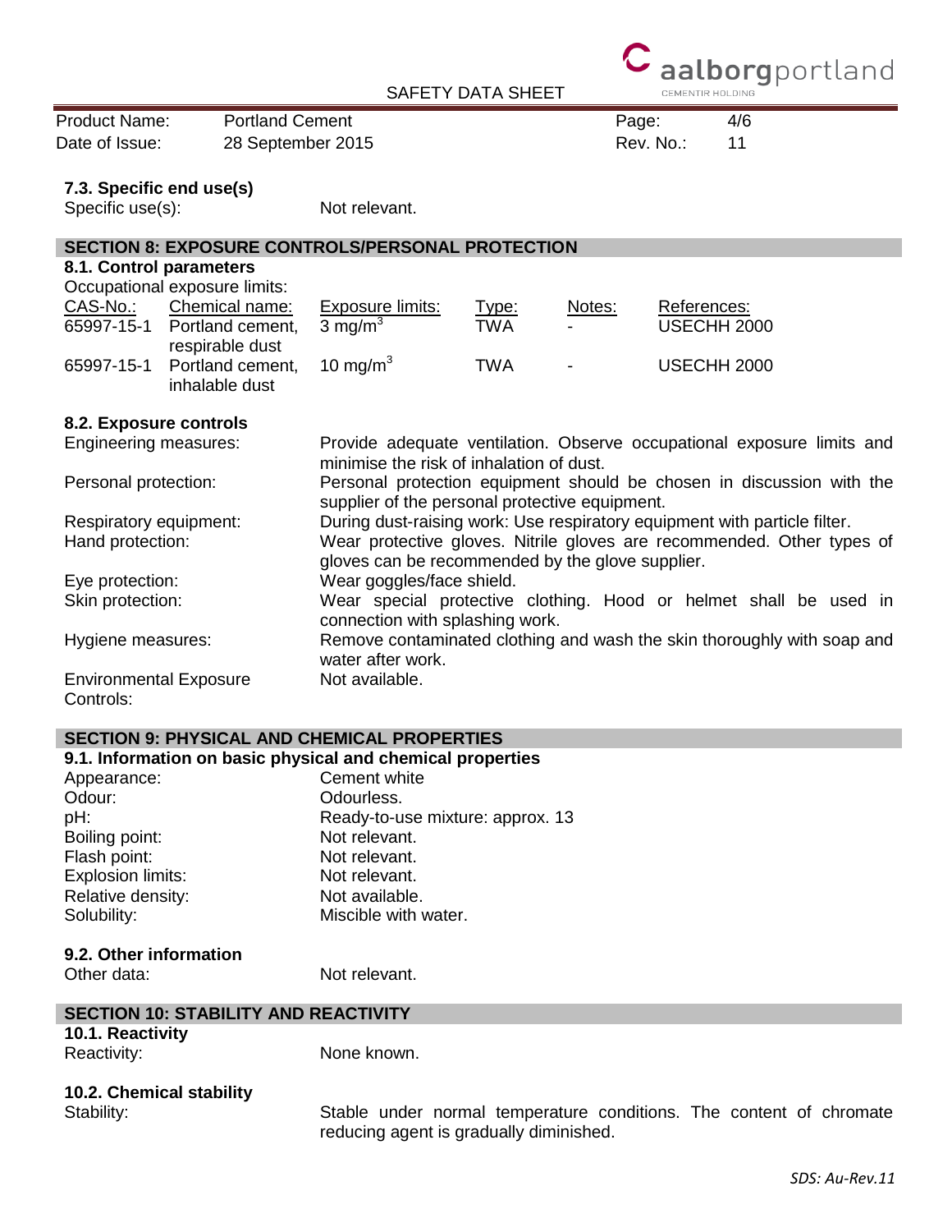### 7.3. Specific end use(s)

Specific use(s): Not relevant.

## SECTION 8: EXPOSURE CONTROLS/PERSONAL PROTECTION

### 8.1. Control parameters

Occupational exposure limits:

| CAS-No.: | Chemical name: | Exposure limits: | Type: | Notes: | References: |
|---|---|---|---|---|---|
| 65997-15-1 | Portland cement, respirable dust | 3 $mg/m^3$ | TWA | - | USECHH 2000 |
| 65997-15-1 | Portland cement, inhalable dust | 10 $mg/m^3$ | TWA | - | USECHH 2000 |

### 8.2. Exposure controls

| | |
|---|---|
| Engineering measures: | Provide adequate ventilation. Observe occupational exposure limits and minimise the risk of inhalation of dust. |
| Personal protection: | Personal protection equipment should be chosen in discussion with the supplier of the personal protective equipment. |
| Respiratory equipment: | During dust-raising work: Use respiratory equipment with particle filter. |
| Hand protection: | Wear protective gloves. Nitrile gloves are recommended. Other types of gloves can be recommended by the glove supplier. |
| Eye protection: | Wear goggles/face shield. |
| Skin protection: | Wear special protective clothing. Hood or helmet shall be used in connection with splashing work. |
| Hygiene measures: | Remove contaminated clothing and wash the skin thoroughly with soap and water after work. |
| Environmental Exposure Controls: | Not available. |

## SECTION 9: PHYSICAL AND CHEMICAL PROPERTIES

### 9.1. Information on basic physical and chemical properties

| | |
|---|---|
| Appearance: | Cement white |
| Odour: | Odourless. |
| pH: | Ready-to-use mixture: approx. 13 |
| Boiling point: | Not relevant. |
| Flash point: | Not relevant. |
| Explosion limits: | Not relevant. |
| Relative density: | Not available. |
| Solubility: | Miscible with water. |

### 9.2. Other information

Other data: Not relevant.

## SECTION 10: STABILITY AND REACTIVITY

### 10.1. Reactivity

Reactivity: None known.

### 10.2. Chemical stability

Stability: Stable under normal temperature conditions. The content of chromate reducing agent is gradually diminished.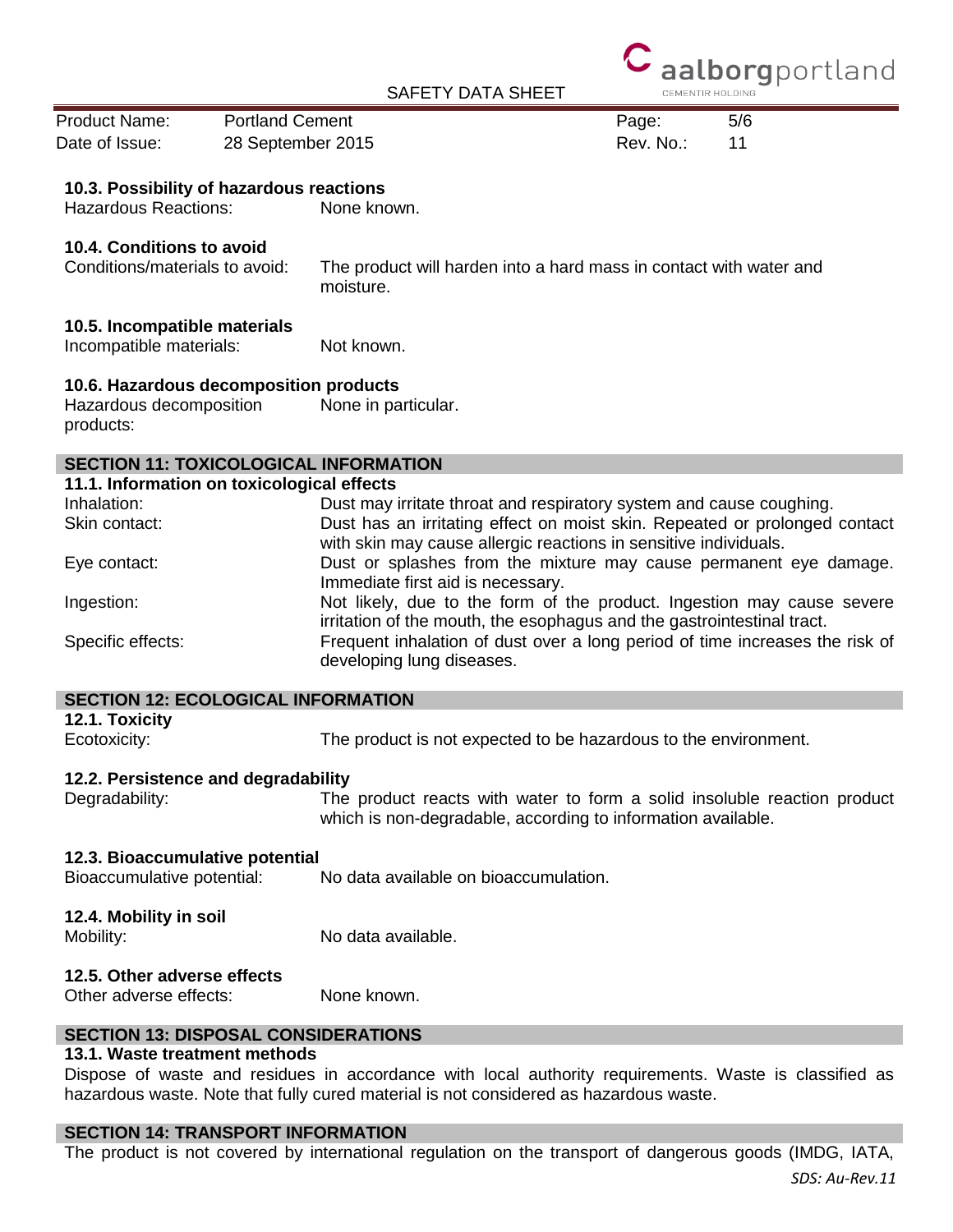### 10.3. Possibility of hazardous reactions

| | |
|---|---|
| Hazardous Reactions: | None known. |

### 10.4. Conditions to avoid

| | |
|---|---|
| Conditions/materials to avoid: | The product will harden into a hard mass in contact with water and moisture. |

### 10.5. Incompatible materials

| | |
|---|---|
| Incompatible materials: | Not known. |

### 10.6. Hazardous decomposition products

| | |
|---|---|
| Hazardous decomposition products: | None in particular. |

## SECTION 11: TOXICOLOGICAL INFORMATION

### 11.1. Information on toxicological effects

| | |
|---|---|
| Inhalation: | Dust may irritate throat and respiratory system and cause coughing. |
| Skin contact: | Dust has an irritating effect on moist skin. Repeated or prolonged contact with skin may cause allergic reactions in sensitive individuals. |
| Eye contact: | Dust or splashes from the mixture may cause permanent eye damage. Immediate first aid is necessary. |
| Ingestion: | Not likely, due to the form of the product. Ingestion may cause severe irritation of the mouth, the esophagus and the gastrointestinal tract. |
| Specific effects: | Frequent inhalation of dust over a long period of time increases the risk of developing lung diseases. |

## SECTION 12: ECOLOGICAL INFORMATION

### 12.1. Toxicity

| | |
|---|---|
| Ecotoxicity: | The product is not expected to be hazardous to the environment. |

### 12.2. Persistence and degradability

| | |
|---|---|
| Degradability: | The product reacts with water to form a solid insoluble reaction product which is non-degradable, according to information available. |

### 12.3. Bioaccumulative potential

| | |
|---|---|
| Bioaccumulative potential: | No data available on bioaccumulation. |

### 12.4. Mobility in soil

| | |
|---|---|
| Mobility: | No data available. |

### 12.5. Other adverse effects

| | |
|---|---|
| Other adverse effects: | None known. |

## SECTION 13: DISPOSAL CONSIDERATIONS

### 13.1. Waste treatment methods

Dispose of waste and residues in accordance with local authority requirements. Waste is classified as hazardous waste. Note that fully cured material is not considered as hazardous waste.

## SECTION 14: TRANSPORT INFORMATION

The product is not covered by international regulation on the transport of dangerous goods (IMDG, IATA,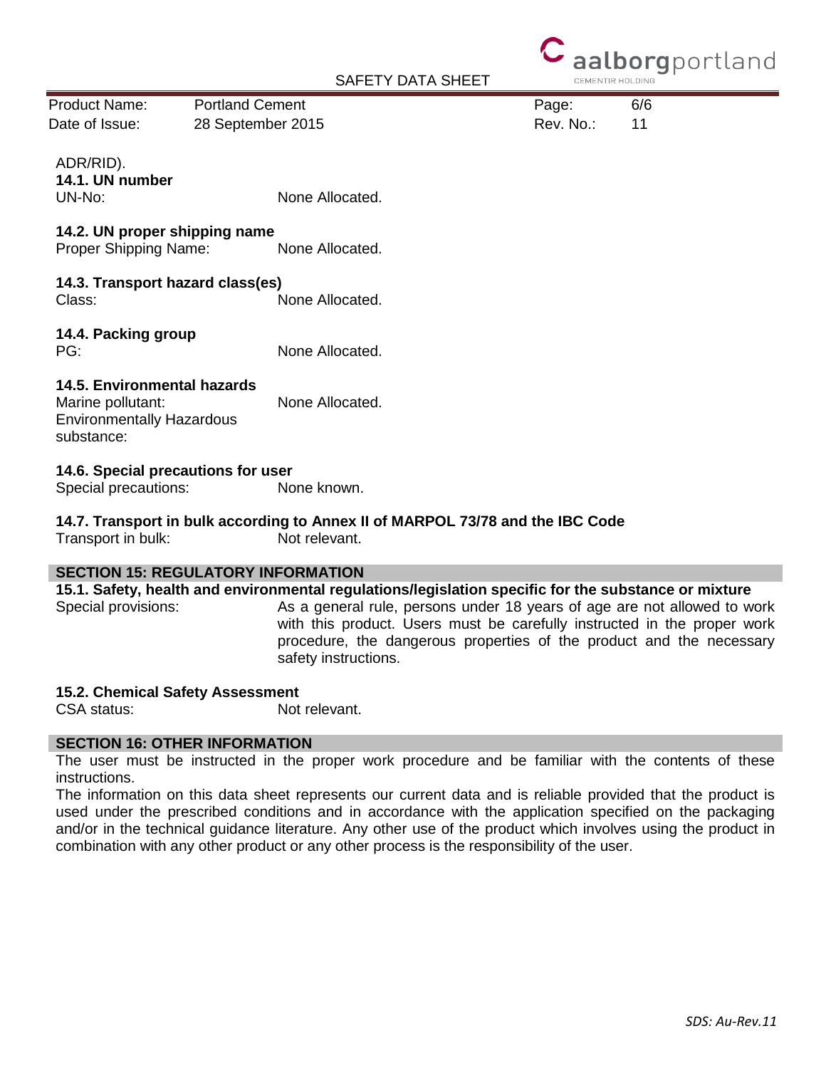ADR/RID).

**14.1. UN number**

UN-No: None Allocated.

**14.2. UN proper shipping name**

Proper Shipping Name: None Allocated.

**14.3. Transport hazard class(es)**

Class: None Allocated.

**14.4. Packing group**

PG: None Allocated.

**14.5. Environmental hazards**

Marine pollutant: None Allocated.

Environmentally Hazardous substance:

**14.6. Special precautions for user**

Special precautions: None known.

**14.7. Transport in bulk according to Annex II of MARPOL 73/78 and the IBC Code**

Transport in bulk: Not relevant.

## SECTION 15: REGULATORY INFORMATION

**15.1. Safety, health and environmental regulations/legislation specific for the substance or mixture**

Special provisions: As a general rule, persons under 18 years of age are not allowed to work with this product. Users must be carefully instructed in the proper work procedure, the dangerous properties of the product and the necessary safety instructions.

**15.2. Chemical Safety Assessment**

CSA status: Not relevant.

## SECTION 16: OTHER INFORMATION

The user must be instructed in the proper work procedure and be familiar with the contents of these instructions.

The information on this data sheet represents our current data and is reliable provided that the product is used under the prescribed conditions and in accordance with the application specified on the packaging and/or in the technical guidance literature. Any other use of the product which involves using the product in combination with any other product or any other process is the responsibility of the user.